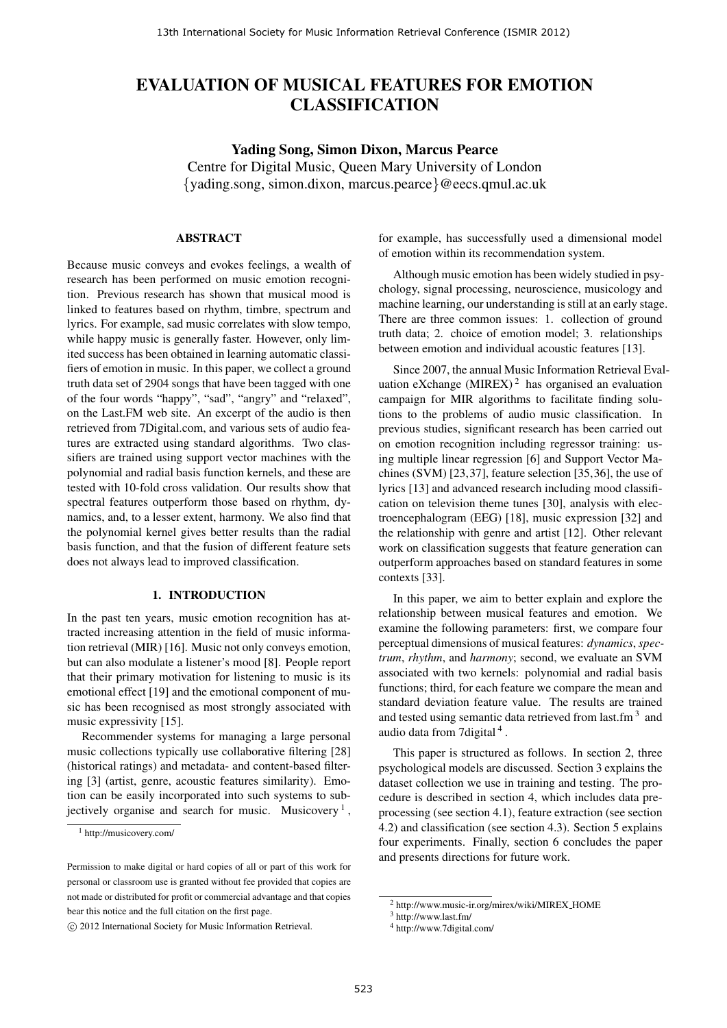# EVALUATION OF MUSICAL FEATURES FOR EMOTION CLASSIFICATION

**Yading Song, Simon Dixon, Marcus Pearce**
Centre for Digital Music, Queen Mary University of London
{yading.song, simon.dixon, marcus.pearce}@eecs.qmul.ac.uk

## ABSTRACT

Because music conveys and evokes feelings, a wealth of research has been performed on music emotion recognition. Previous research has shown that musical mood is linked to features based on rhythm, timbre, spectrum and lyrics. For example, sad music correlates with slow tempo, while happy music is generally faster. However, only limited success has been obtained in learning automatic classifiers of emotion in music. In this paper, we collect a ground truth data set of 2904 songs that have been tagged with one of the four words "happy", "sad", "angry" and "relaxed", on the Last.FM web site. An excerpt of the audio is then retrieved from 7Digital.com, and various sets of audio features are extracted using standard algorithms. Two classifiers are trained using support vector machines with the polynomial and radial basis function kernels, and these are tested with 10-fold cross validation. Our results show that spectral features outperform those based on rhythm, dynamics, and, to a lesser extent, harmony. We also find that the polynomial kernel gives better results than the radial basis function, and that the fusion of different feature sets does not always lead to improved classification.

## 1. INTRODUCTION

In the past ten years, music emotion recognition has attracted increasing attention in the field of music information retrieval (MIR) [16]. Music not only conveys emotion, but can also modulate a listener's mood [8]. People report that their primary motivation for listening to music is its emotional effect [19] and the emotional component of music has been recognised as most strongly associated with music expressivity [15].

Recommender systems for managing a large personal music collections typically use collaborative filtering [28] (historical ratings) and metadata- and content-based filtering [3] (artist, genre, acoustic features similarity). Emotion can be easily incorporated into such systems to subjectively organise and search for music. Musicovery [1], for example, has successfully used a dimensional model of emotion within its recommendation system.

Although music emotion has been widely studied in psychology, signal processing, neuroscience, musicology and machine learning, our understanding is still at an early stage. There are three common issues: 1. collection of ground truth data; 2. choice of emotion model; 3. relationships between emotion and individual acoustic features [13].

Since 2007, the annual Music Information Retrieval Evaluation eXchange (MIREX) [2] has organised an evaluation campaign for MIR algorithms to facilitate finding solutions to the problems of audio music classification. In previous studies, significant research has been carried out on emotion recognition including regressor training: using multiple linear regression [6] and Support Vector Machines (SVM) [23,37], feature selection [35,36], the use of lyrics [13] and advanced research including mood classification on television theme tunes [30], analysis with electroencephalogram (EEG) [18], music expression [32] and the relationship with genre and artist [12]. Other relevant work on classification suggests that feature generation can outperform approaches based on standard features in some contexts [33].

In this paper, we aim to better explain and explore the relationship between musical features and emotion. We examine the following parameters: first, we compare four perceptual dimensions of musical features: *dynamics*, *spectrum*, *rhythm*, and *harmony*; second, we evaluate an SVM associated with two kernels: polynomial and radial basis functions; third, for each feature we compare the mean and standard deviation feature value. The results are trained and tested using semantic data retrieved from last.fm [3] and audio data from 7digital [4].

This paper is structured as follows. In section 2, three psychological models are discussed. Section 3 explains the dataset collection we use in training and testing. The procedure is described in section 4, which includes data preprocessing (see section 4.1), feature extraction (see section 4.2) and classification (see section 4.3). Section 5 explains four experiments. Finally, section 6 concludes the paper and presents directions for future work.

[1] http://musicovery.com/

[2] http://www.music-ir.org/mirex/wiki/MIREX_HOME

[3] http://www.last.fm/

[4] http://www.7digital.com/

Permission to make digital or hard copies of all or part of this work for personal or classroom use is granted without fee provided that copies are not made or distributed for profit or commercial advantage and that copies bear this notice and the full citation on the first page.

© 2012 International Society for Music Information Retrieval.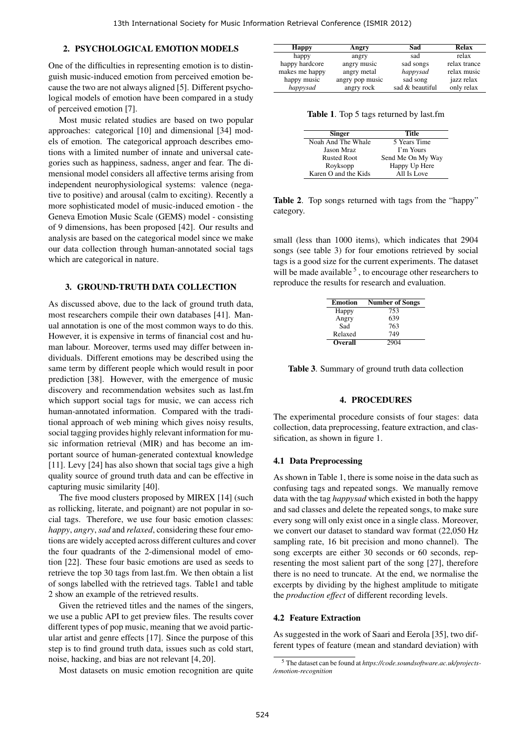## 2. PSYCHOLOGICAL EMOTION MODELS

One of the difficulties in representing emotion is to distinguish music-induced emotion from perceived emotion because the two are not always aligned [5]. Different psychological models of emotion have been compared in a study of perceived emotion [7].

Most music related studies are based on two popular approaches: categorical [10] and dimensional [34] models of emotion. The categorical approach describes emotions with a limited number of innate and universal categories such as happiness, sadness, anger and fear. The dimensional model considers all affective terms arising from independent neurophysiological systems: valence (negative to positive) and arousal (calm to exciting). Recently a more sophisticated model of music-induced emotion - the Geneva Emotion Music Scale (GEMS) model - consisting of 9 dimensions, has been proposed [42]. Our results and analysis are based on the categorical model since we make our data collection through human-annotated social tags which are categorical in nature.

## 3. GROUND-TRUTH DATA COLLECTION

As discussed above, due to the lack of ground truth data, most researchers compile their own databases [41]. Manual annotation is one of the most common ways to do this. However, it is expensive in terms of financial cost and human labour. Moreover, terms used may differ between individuals. Different emotions may be described using the same term by different people which would result in poor prediction [38]. However, with the emergence of music discovery and recommendation websites such as last.fm which support social tags for music, we can access rich human-annotated information. Compared with the traditional approach of web mining which gives noisy results, social tagging provides highly relevant information for music information retrieval (MIR) and has become an important source of human-generated contextual knowledge [11]. Levy [24] has also shown that social tags give a high quality source of ground truth data and can be effective in capturing music similarity [40].

The five mood clusters proposed by MIREX [14] (such as rollicking, literate, and poignant) are not popular in social tags. Therefore, we use four basic emotion classes: *happy*, *angry*, *sad* and *relaxed*, considering these four emotions are widely accepted across different cultures and cover the four quadrants of the 2-dimensional model of emotion [22]. These four basic emotions are used as seeds to retrieve the top 30 tags from last.fm. We then obtain a list of songs labelled with the retrieved tags. Table1 and table 2 show an example of the retrieved results.

Given the retrieved titles and the names of the singers, we use a public API to get preview files. The results cover different types of pop music, meaning that we avoid particular artist and genre effects [17]. Since the purpose of this step is to find ground truth data, issues such as cold start, noise, hacking, and bias are not relevant [4, 20].

Most datasets on music emotion recognition are quite small (less than 1000 items), which indicates that 2904 songs (see table 3) for four emotions retrieved by social tags is a good size for the current experiments. The dataset will be made available [5], to encourage other researchers to reproduce the results for research and evaluation.

| Happy | Angry | Sad | Relax |
|---|---|---|---|
| happy | angry | sad | relax |
| happy hardcore | angry music | sad songs | relax trance |
| makes me happy | angry metal | *happysad* | relax music |
| happy music | angry pop music | sad song | jazz relax |
| *happysad* | angry rock | sad & beautiful | only relax |

**Table 1**. Top 5 tags returned by last.fm

| Singer | Title |
|---|---|
| Noah And The Whale | 5 Years Time |
| Jason Mraz | I'm Yours |
| Rusted Root | Send Me On My Way |
| Royksopp | Happy Up Here |
| Karen O and the Kids | All Is Love |

**Table 2**. Top songs returned with tags from the "happy" category.

| Emotion | Number of Songs |
|---|---|
| Happy | 753 |
| Angry | 639 |
| Sad | 763 |
| Relaxed | 749 |
| **Overall** | 2904 |

**Table 3**. Summary of ground truth data collection

## 4. PROCEDURES

The experimental procedure consists of four stages: data collection, data preprocessing, feature extraction, and classification, as shown in figure 1.

### 4.1 Data Preprocessing

As shown in Table 1, there is some noise in the data such as confusing tags and repeated songs. We manually remove data with the tag *happysad* which existed in both the happy and sad classes and delete the repeated songs, to make sure every song will only exist once in a single class. Moreover, we convert our dataset to standard wav format (22,050 Hz sampling rate, 16 bit precision and mono channel). The song excerpts are either 30 seconds or 60 seconds, representing the most salient part of the song [27], therefore there is no need to truncate. At the end, we normalise the excerpts by dividing by the highest amplitude to mitigate the *production effect* of different recording levels.

### 4.2 Feature Extraction

As suggested in the work of Saari and Eerola [35], two different types of feature (mean and standard deviation) with

[5] The dataset can be found at *https://code.soundsoftware.ac.uk/projects-/emotion-recognition*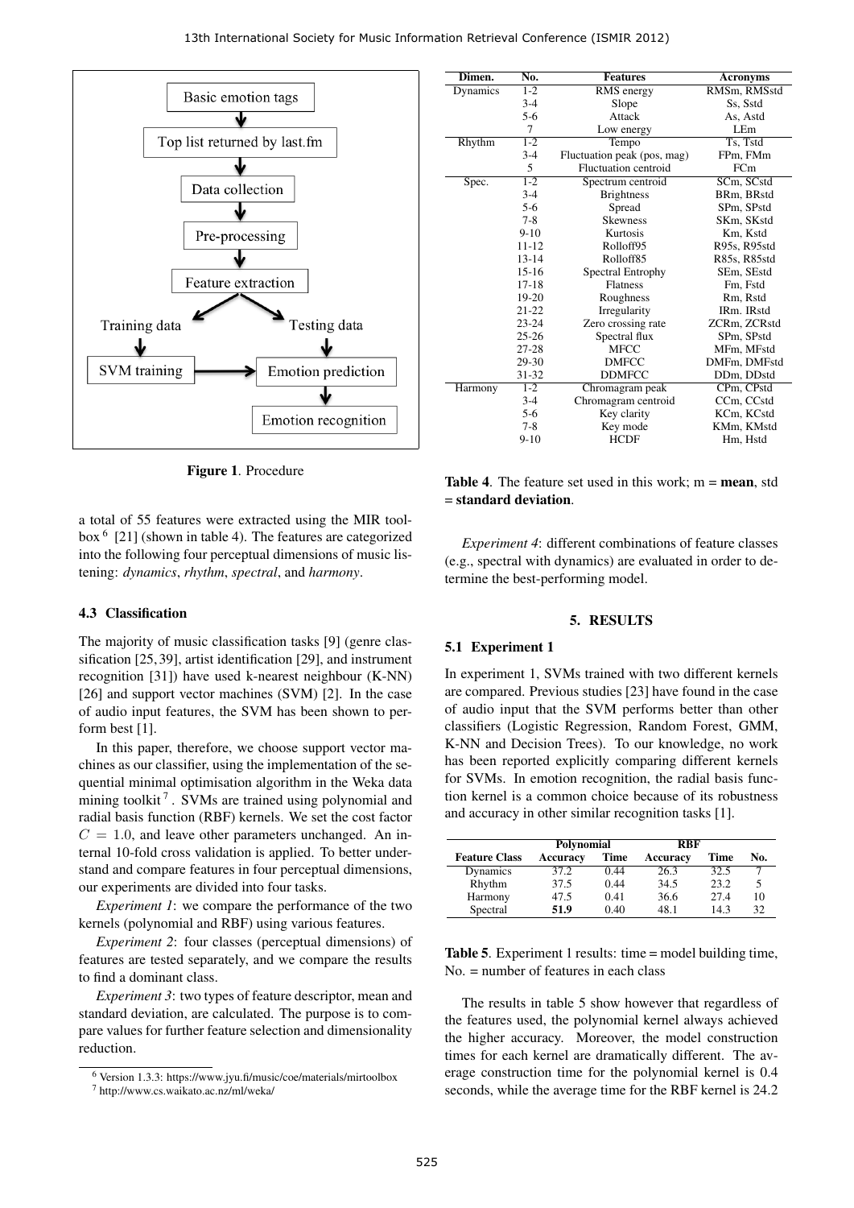**Figure 1**. Procedure

a total of 55 features were extracted using the MIR toolbox [6] [21] (shown in table 4). The features are categorized into the following four perceptual dimensions of music listening: *dynamics*, *rhythm*, *spectral*, and *harmony*.

### 4.3 Classification

The majority of music classification tasks [9] (genre classification [25, 39], artist identification [29], and instrument recognition [31]) have used k-nearest neighbour (K-NN) [26] and support vector machines (SVM) [2]. In the case of audio input features, the SVM has been shown to perform best [1].

In this paper, therefore, we choose support vector machines as our classifier, using the implementation of the sequential minimal optimisation algorithm in the Weka data mining toolkit [7]. SVMs are trained using polynomial and radial basis function (RBF) kernels. We set the cost factor $C = 1.0$, and leave other parameters unchanged. An internal 10-fold cross validation is applied. To better understand and compare features in four perceptual dimensions, our experiments are divided into four tasks.

*Experiment 1*: we compare the performance of the two kernels (polynomial and RBF) using various features.

*Experiment 2*: four classes (perceptual dimensions) of features are tested separately, and we compare the results to find a dominant class.

*Experiment 3*: two types of feature descriptor, mean and standard deviation, are calculated. The purpose is to compare values for further feature selection and dimensionality reduction.

[6] Version 1.3.3: https://www.jyu.fi/music/coe/materials/mirtoolbox

[7] http://www.cs.waikato.ac.nz/ml/weka/

| Dimen. | No. | Features | Acronyms |
|---|---|---|---|
| Dynamics | 1-2 | RMS energy | RMSm, RMSstd |
| | 3-4 | Slope | Ss, Sstd |
| | 5-6 | Attack | As, Astd |
| | 7 | Low energy | LEm |
| Rhythm | 1-2 | Tempo | Ts, Tstd |
| | 3-4 | Fluctuation peak (pos, mag) | FPm, FMm |
| | 5 | Fluctuation centroid | FCm |
| Spec. | 1-2 | Spectrum centroid | SCm, SCstd |
| | 3-4 | Brightness | BRm, BRstd |
| | 5-6 | Spread | SPm, SPstd |
| | 7-8 | Skewness | SKm, SKstd |
| | 9-10 | Kurtosis | Km, Kstd |
| | 11-12 | Rolloff95 | R95s, R95std |
| | 13-14 | Rolloff85 | R85s, R85std |
| | 15-16 | Spectral Entrophy | SEm, SEstd |
| | 17-18 | Flatness | Fm, Fstd |
| | 19-20 | Roughness | Rm, Rstd |
| | 21-22 | Irregularity | IRm. IRstd |
| | 23-24 | Zero crossing rate | ZCRm, ZCRstd |
| | 25-26 | Spectral flux | SPm, SPstd |
| | 27-28 | MFCC | MFm, MFstd |
| | 29-30 | DMFCC | DMFm, DMFstd |
| | 31-32 | DDMFCC | DDm, DDstd |
| Harmony | 1-2 | Chromagram peak | CPm, CPstd |
| | 3-4 | Chromagram centroid | CCm, CCstd |
| | 5-6 | Key clarity | KCm, KCstd |
| | 7-8 | Key mode | KMm, KMstd |
| | 9-10 | HCDF | Hm, Hstd |

**Table 4**. The feature set used in this work; m = **mean**, std = **standard deviation**.

*Experiment 4*: different combinations of feature classes (e.g., spectral with dynamics) are evaluated in order to determine the best-performing model.

## 5. RESULTS

### 5.1 Experiment 1

In experiment 1, SVMs trained with two different kernels are compared. Previous studies [23] have found in the case of audio input that the SVM performs better than other classifiers (Logistic Regression, Random Forest, GMM, K-NN and Decision Trees). To our knowledge, no work has been reported explicitly comparing different kernels for SVMs. In emotion recognition, the radial basis function kernel is a common choice because of its robustness and accuracy in other similar recognition tasks [1].

| | Polynomial | | RBF | | |
|---|---|---|---|---|---|
| **Feature Class** | **Accuracy** | **Time** | **Accuracy** | **Time** | **No.** |
| Dynamics | 37.2 | 0.44 | 26.3 | 32.5 | 7 |
| Rhythm | 37.5 | 0.44 | 34.5 | 23.2 | 5 |
| Harmony | 47.5 | 0.41 | 36.6 | 27.4 | 10 |
| Spectral | **51.9** | 0.40 | 48.1 | 14.3 | 32 |

**Table 5**. Experiment 1 results: time = model building time, No. = number of features in each class

The results in table 5 show however that regardless of the features used, the polynomial kernel always achieved the higher accuracy. Moreover, the model construction times for each kernel are dramatically different. The average construction time for the polynomial kernel is 0.4 seconds, while the average time for the RBF kernel is 24.2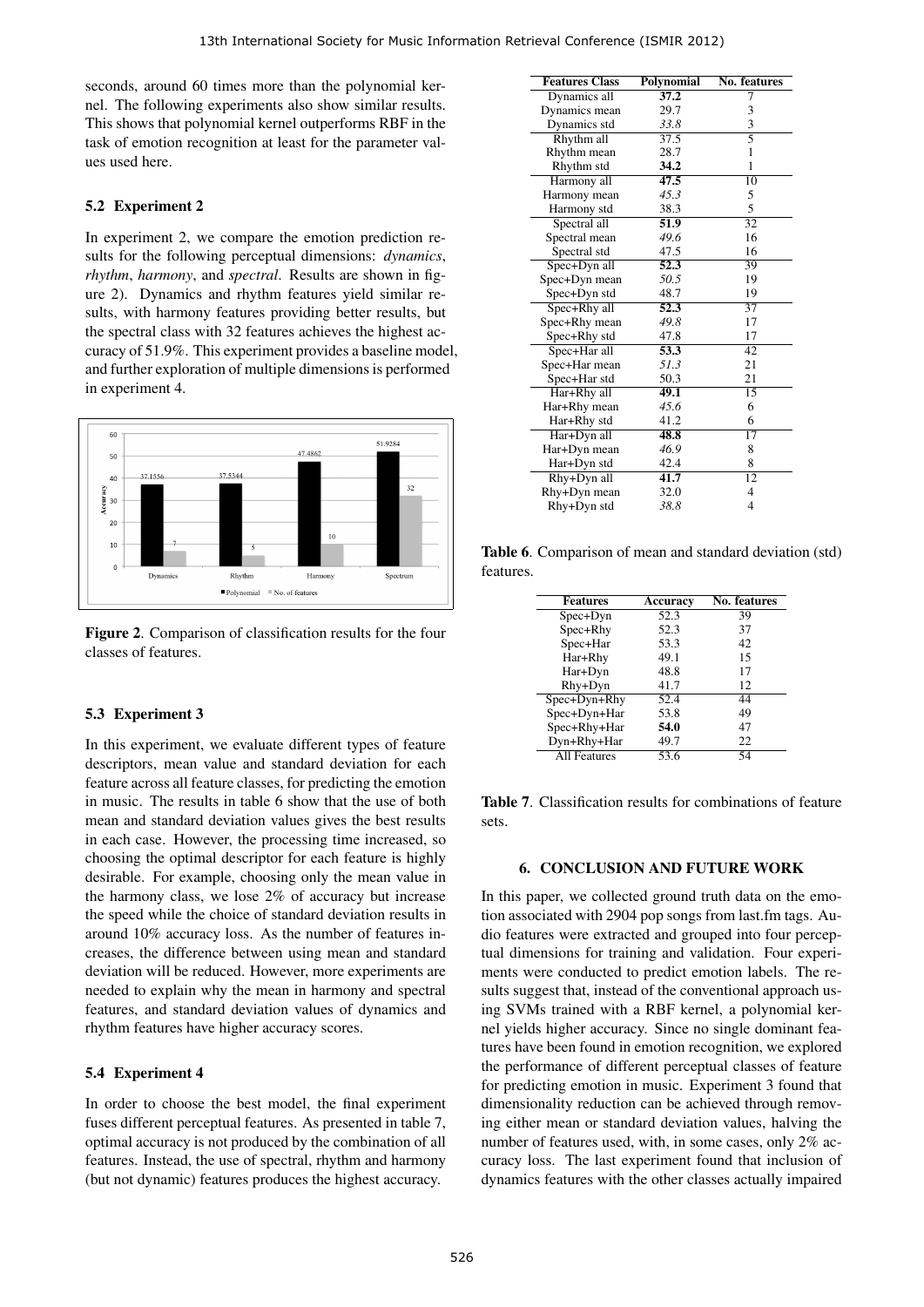seconds, around 60 times more than the polynomial kernel. The following experiments also show similar results. This shows that polynomial kernel outperforms RBF in the task of emotion recognition at least for the parameter values used here.

### 5.2 Experiment 2

In experiment 2, we compare the emotion prediction results for the following perceptual dimensions: *dynamics*, *rhythm*, *harmony*, and *spectral*. Results are shown in figure 2). Dynamics and rhythm features yield similar results, with harmony features providing better results, but the spectral class with 32 features achieves the highest accuracy of 51.9%. This experiment provides a baseline model, and further exploration of multiple dimensions is performed in experiment 4.

| | Dynamics | Rhythm | Harmony | Spectrum |
|---|---|---|---|---|
| Polynomial | 37.1556 | 37.5344 | 47.4862 | 51.9284 |
| No. of features | 7 | 5 | 10 | 32 |

**Figure 2**. Comparison of classification results for the four classes of features.

### 5.3 Experiment 3

In this experiment, we evaluate different types of feature descriptors, mean value and standard deviation for each feature across all feature classes, for predicting the emotion in music. The results in table 6 show that the use of both mean and standard deviation values gives the best results in each case. However, the processing time increased, so choosing the optimal descriptor for each feature is highly desirable. For example, choosing only the mean value in the harmony class, we lose 2% of accuracy but increase the speed while the choice of standard deviation results in around 10% accuracy loss. As the number of features increases, the difference between using mean and standard deviation will be reduced. However, more experiments are needed to explain why the mean in harmony and spectral features, and standard deviation values of dynamics and rhythm features have higher accuracy scores.

### 5.4 Experiment 4

In order to choose the best model, the final experiment fuses different perceptual features. As presented in table 7, optimal accuracy is not produced by the combination of all features. Instead, the use of spectral, rhythm and harmony (but not dynamic) features produces the highest accuracy.

| Features Class | Polynomial | No. features |
|---|---|---|
| Dynamics all | **37.2** | 7 |
| Dynamics mean | 29.7 | 3 |
| Dynamics std | *33.8* | 3 |
| Rhythm all | 37.5 | 5 |
| Rhythm mean | 28.7 | 1 |
| Rhythm std | **34.2** | 1 |
| Harmony all | **47.5** | 10 |
| Harmony mean | *45.3* | 5 |
| Harmony std | 38.3 | 5 |
| Spectral all | **51.9** | 32 |
| Spectral mean | *49.6* | 16 |
| Spectral std | 47.5 | 16 |
| Spec+Dyn all | **52.3** | 39 |
| Spec+Dyn mean | *50.5* | 19 |
| Spec+Dyn std | 48.7 | 19 |
| Spec+Rhy all | **52.3** | 37 |
| Spec+Rhy mean | *49.8* | 17 |
| Spec+Rhy std | 47.8 | 17 |
| Spec+Har all | **53.3** | 42 |
| Spec+Har mean | *51.3* | 21 |
| Spec+Har std | 50.3 | 21 |
| Har+Rhy all | **49.1** | 15 |
| Har+Rhy mean | *45.6* | 6 |
| Har+Rhy std | 41.2 | 6 |
| Har+Dyn all | **48.8** | 17 |
| Har+Dyn mean | *46.9* | 8 |
| Har+Dyn std | 42.4 | 8 |
| Rhy+Dyn all | **41.7** | 12 |
| Rhy+Dyn mean | 32.0 | 4 |
| Rhy+Dyn std | *38.8* | 4 |

**Table 6**. Comparison of mean and standard deviation (std) features.

| Features | Accuracy | No. features |
|---|---|---|
| Spec+Dyn | 52.3 | 39 |
| Spec+Rhy | 52.3 | 37 |
| Spec+Har | 53.3 | 42 |
| Har+Rhy | 49.1 | 15 |
| Har+Dyn | 48.8 | 17 |
| Rhy+Dyn | 41.7 | 12 |
| Spec+Dyn+Rhy | 52.4 | 44 |
| Spec+Dyn+Har | 53.8 | 49 |
| Spec+Rhy+Har | **54.0** | 47 |
| Dyn+Rhy+Har | 49.7 | 22 |
| All Features | 53.6 | 54 |

**Table 7**. Classification results for combinations of feature sets.

## 6. CONCLUSION AND FUTURE WORK

In this paper, we collected ground truth data on the emotion associated with 2904 pop songs from last.fm tags. Audio features were extracted and grouped into four perceptual dimensions for training and validation. Four experiments were conducted to predict emotion labels. The results suggest that, instead of the conventional approach using SVMs trained with a RBF kernel, a polynomial kernel yields higher accuracy. Since no single dominant features have been found in emotion recognition, we explored the performance of different perceptual classes of feature for predicting emotion in music. Experiment 3 found that dimensionality reduction can be achieved through removing either mean or standard deviation values, halving the number of features used, with, in some cases, only 2% accuracy loss. The last experiment found that inclusion of dynamics features with the other classes actually impaired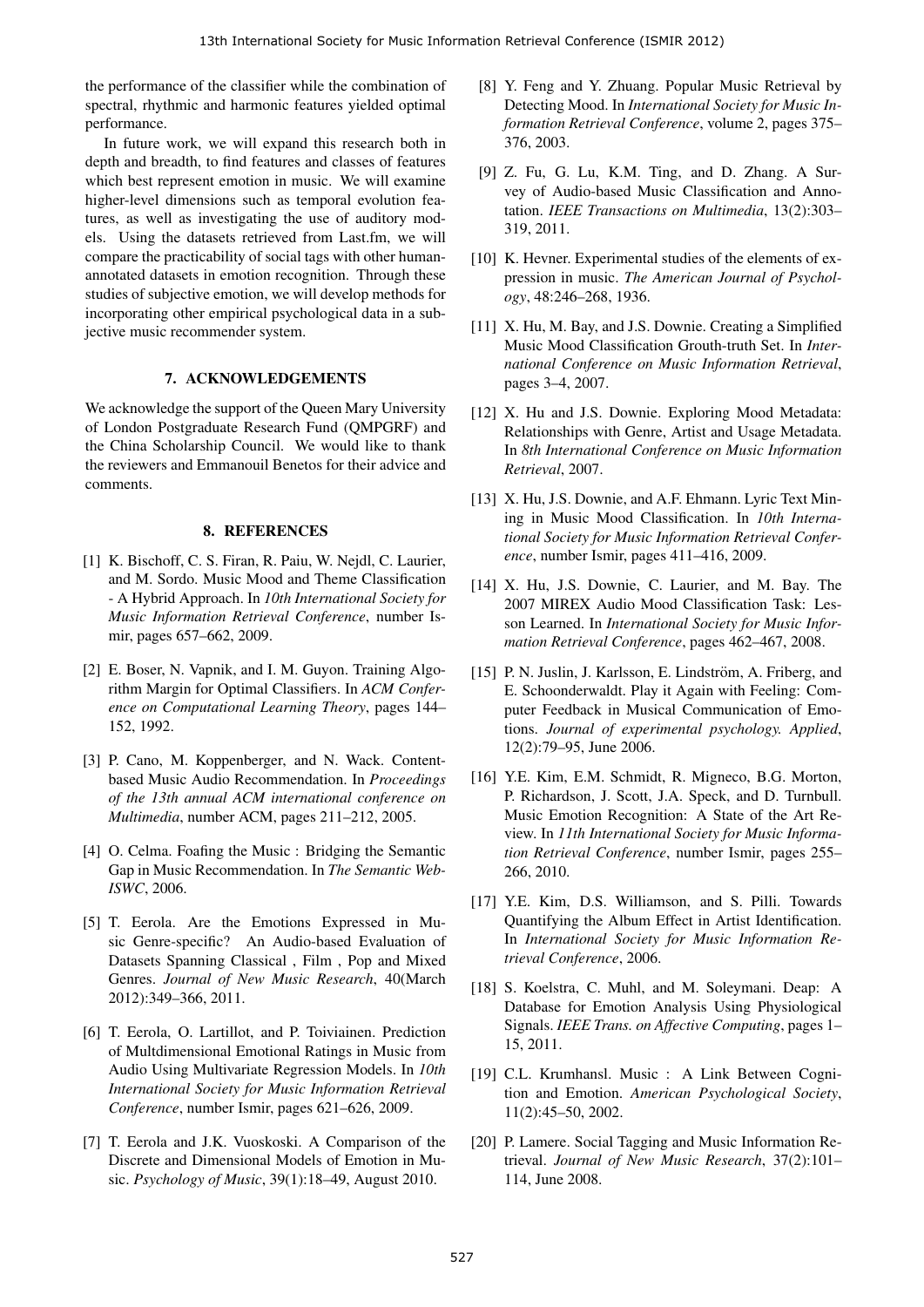the performance of the classifier while the combination of spectral, rhythmic and harmonic features yielded optimal performance.

In future work, we will expand this research both in depth and breadth, to find features and classes of features which best represent emotion in music. We will examine higher-level dimensions such as temporal evolution features, as well as investigating the use of auditory models. Using the datasets retrieved from Last.fm, we will compare the practicability of social tags with other human-annotated datasets in emotion recognition. Through these studies of subjective emotion, we will develop methods for incorporating other empirical psychological data in a subjective music recommender system.

## 7. ACKNOWLEDGEMENTS

We acknowledge the support of the Queen Mary University of London Postgraduate Research Fund (QMPGRF) and the China Scholarship Council. We would like to thank the reviewers and Emmanouil Benetos for their advice and comments.

## 8. REFERENCES

[1] K. Bischoff, C. S. Firan, R. Paiu, W. Nejdl, C. Laurier, and M. Sordo. Music Mood and Theme Classification - A Hybrid Approach. In *10th International Society for Music Information Retrieval Conference*, number Ismir, pages 657–662, 2009.

[2] E. Boser, N. Vapnik, and I. M. Guyon. Training Algorithm Margin for Optimal Classifiers. In *ACM Conference on Computational Learning Theory*, pages 144–152, 1992.

[3] P. Cano, M. Koppenberger, and N. Wack. Content-based Music Audio Recommendation. In *Proceedings of the 13th annual ACM international conference on Multimedia*, number ACM, pages 211–212, 2005.

[4] O. Celma. Foafing the Music : Bridging the Semantic Gap in Music Recommendation. In *The Semantic Web-ISWC*, 2006.

[5] T. Eerola. Are the Emotions Expressed in Music Genre-specific? An Audio-based Evaluation of Datasets Spanning Classical , Film , Pop and Mixed Genres. *Journal of New Music Research*, 40(March 2012):349–366, 2011.

[6] T. Eerola, O. Lartillot, and P. Toiviainen. Prediction of Multdimensional Emotional Ratings in Music from Audio Using Multivariate Regression Models. In *10th International Society for Music Information Retrieval Conference*, number Ismir, pages 621–626, 2009.

[7] T. Eerola and J.K. Vuoskoski. A Comparison of the Discrete and Dimensional Models of Emotion in Music. *Psychology of Music*, 39(1):18–49, August 2010.

[8] Y. Feng and Y. Zhuang. Popular Music Retrieval by Detecting Mood. In *International Society for Music Information Retrieval Conference*, volume 2, pages 375–376, 2003.

[9] Z. Fu, G. Lu, K.M. Ting, and D. Zhang. A Survey of Audio-based Music Classification and Annotation. *IEEE Transactions on Multimedia*, 13(2):303–319, 2011.

[10] K. Hevner. Experimental studies of the elements of expression in music. *The American Journal of Psychology*, 48:246–268, 1936.

[11] X. Hu, M. Bay, and J.S. Downie. Creating a Simplified Music Mood Classification Grouth-truth Set. In *International Conference on Music Information Retrieval*, pages 3–4, 2007.

[12] X. Hu and J.S. Downie. Exploring Mood Metadata: Relationships with Genre, Artist and Usage Metadata. In *8th International Conference on Music Information Retrieval*, 2007.

[13] X. Hu, J.S. Downie, and A.F. Ehmann. Lyric Text Mining in Music Mood Classification. In *10th International Society for Music Information Retrieval Conference*, number Ismir, pages 411–416, 2009.

[14] X. Hu, J.S. Downie, C. Laurier, and M. Bay. The 2007 MIREX Audio Mood Classification Task: Lesson Learned. In *International Society for Music Information Retrieval Conference*, pages 462–467, 2008.

[15] P. N. Juslin, J. Karlsson, E. Lindström, A. Friberg, and E. Schoonderwaldt. Play it Again with Feeling: Computer Feedback in Musical Communication of Emotions. *Journal of experimental psychology. Applied*, 12(2):79–95, June 2006.

[16] Y.E. Kim, E.M. Schmidt, R. Migneco, B.G. Morton, P. Richardson, J. Scott, J.A. Speck, and D. Turnbull. Music Emotion Recognition: A State of the Art Review. In *11th International Society for Music Information Retrieval Conference*, number Ismir, pages 255–266, 2010.

[17] Y.E. Kim, D.S. Williamson, and S. Pilli. Towards Quantifying the Album Effect in Artist Identification. In *International Society for Music Information Retrieval Conference*, 2006.

[18] S. Koelstra, C. Muhl, and M. Soleymani. Deap: A Database for Emotion Analysis Using Physiological Signals. *IEEE Trans. on Affective Computing*, pages 1–15, 2011.

[19] C.L. Krumhansl. Music : A Link Between Cognition and Emotion. *American Psychological Society*, 11(2):45–50, 2002.

[20] P. Lamere. Social Tagging and Music Information Retrieval. *Journal of New Music Research*, 37(2):101–114, June 2008.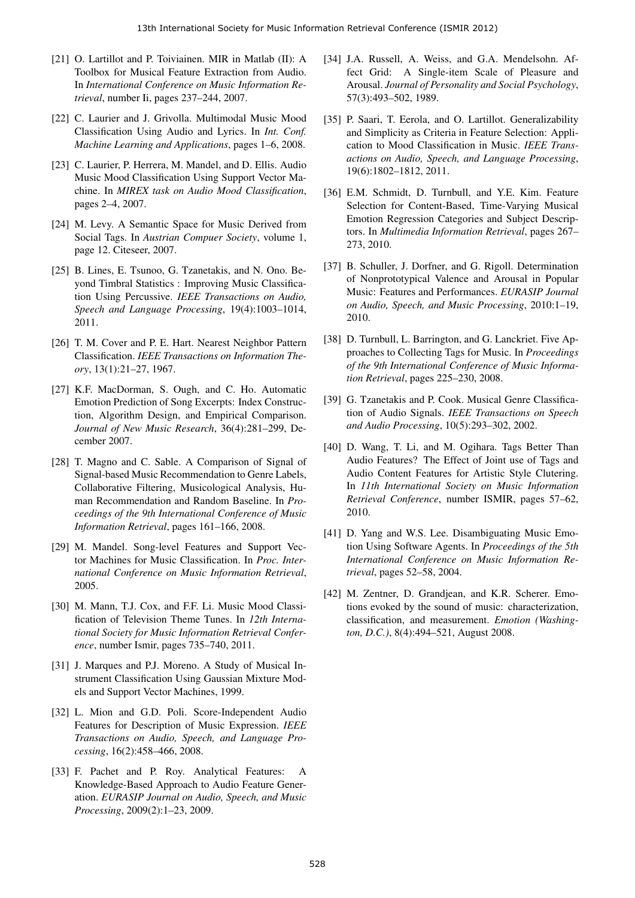[21] O. Lartillot and P. Toiviainen. MIR in Matlab (II): A Toolbox for Musical Feature Extraction from Audio. In *International Conference on Music Information Retrieval*, number Ii, pages 237–244, 2007.

[22] C. Laurier and J. Grivolla. Multimodal Music Mood Classification Using Audio and Lyrics. In *Int. Conf. Machine Learning and Applications*, pages 1–6, 2008.

[23] C. Laurier, P. Herrera, M. Mandel, and D. Ellis. Audio Music Mood Classification Using Support Vector Machine. In *MIREX task on Audio Mood Classification*, pages 2–4, 2007.

[24] M. Levy. A Semantic Space for Music Derived from Social Tags. In *Austrian Compuer Society*, volume 1, page 12. Citeseer, 2007.

[25] B. Lines, E. Tsunoo, G. Tzanetakis, and N. Ono. Beyond Timbral Statistics : Improving Music Classification Using Percussive. *IEEE Transactions on Audio, Speech and Language Processing*, 19(4):1003–1014, 2011.

[26] T. M. Cover and P. E. Hart. Nearest Neighbor Pattern Classification. *IEEE Transactions on Information Theory*, 13(1):21–27, 1967.

[27] K.F. MacDorman, S. Ough, and C. Ho. Automatic Emotion Prediction of Song Excerpts: Index Construction, Algorithm Design, and Empirical Comparison. *Journal of New Music Research*, 36(4):281–299, December 2007.

[28] T. Magno and C. Sable. A Comparison of Signal of Signal-based Music Recommendation to Genre Labels, Collaborative Filtering, Musicological Analysis, Human Recommendation and Random Baseline. In *Proceedings of the 9th International Conference of Music Information Retrieval*, pages 161–166, 2008.

[29] M. Mandel. Song-level Features and Support Vector Machines for Music Classification. In *Proc. International Conference on Music Information Retrieval*, 2005.

[30] M. Mann, T.J. Cox, and F.F. Li. Music Mood Classification of Television Theme Tunes. In *12th International Society for Music Information Retrieval Conference*, number Ismir, pages 735–740, 2011.

[31] J. Marques and P.J. Moreno. A Study of Musical Instrument Classification Using Gaussian Mixture Models and Support Vector Machines, 1999.

[32] L. Mion and G.D. Poli. Score-Independent Audio Features for Description of Music Expression. *IEEE Transactions on Audio, Speech, and Language Processing*, 16(2):458–466, 2008.

[33] F. Pachet and P. Roy. Analytical Features: A Knowledge-Based Approach to Audio Feature Generation. *EURASIP Journal on Audio, Speech, and Music Processing*, 2009(2):1–23, 2009.

[34] J.A. Russell, A. Weiss, and G.A. Mendelsohn. Affect Grid: A Single-item Scale of Pleasure and Arousal. *Journal of Personality and Social Psychology*, 57(3):493–502, 1989.

[35] P. Saari, T. Eerola, and O. Lartillot. Generalizability and Simplicity as Criteria in Feature Selection: Application to Mood Classification in Music. *IEEE Transactions on Audio, Speech, and Language Processing*, 19(6):1802–1812, 2011.

[36] E.M. Schmidt, D. Turnbull, and Y.E. Kim. Feature Selection for Content-Based, Time-Varying Musical Emotion Regression Categories and Subject Descriptors. In *Multimedia Information Retrieval*, pages 267–273, 2010.

[37] B. Schuller, J. Dorfner, and G. Rigoll. Determination of Nonprototypical Valence and Arousal in Popular Music: Features and Performances. *EURASIP Journal on Audio, Speech, and Music Processing*, 2010:1–19, 2010.

[38] D. Turnbull, L. Barrington, and G. Lanckriet. Five Approaches to Collecting Tags for Music. In *Proceedings of the 9th International Conference of Music Information Retrieval*, pages 225–230, 2008.

[39] G. Tzanetakis and P. Cook. Musical Genre Classification of Audio Signals. *IEEE Transactions on Speech and Audio Processing*, 10(5):293–302, 2002.

[40] D. Wang, T. Li, and M. Ogihara. Tags Better Than Audio Features? The Effect of Joint use of Tags and Audio Content Features for Artistic Style Clutering. In *11th International Society on Music Information Retrieval Conference*, number ISMIR, pages 57–62, 2010.

[41] D. Yang and W.S. Lee. Disambiguating Music Emotion Using Software Agents. In *Proceedings of the 5th International Conference on Music Information Retrieval*, pages 52–58, 2004.

[42] M. Zentner, D. Grandjean, and K.R. Scherer. Emotions evoked by the sound of music: characterization, classification, and measurement. *Emotion (Washington, D.C.)*, 8(4):494–521, August 2008.